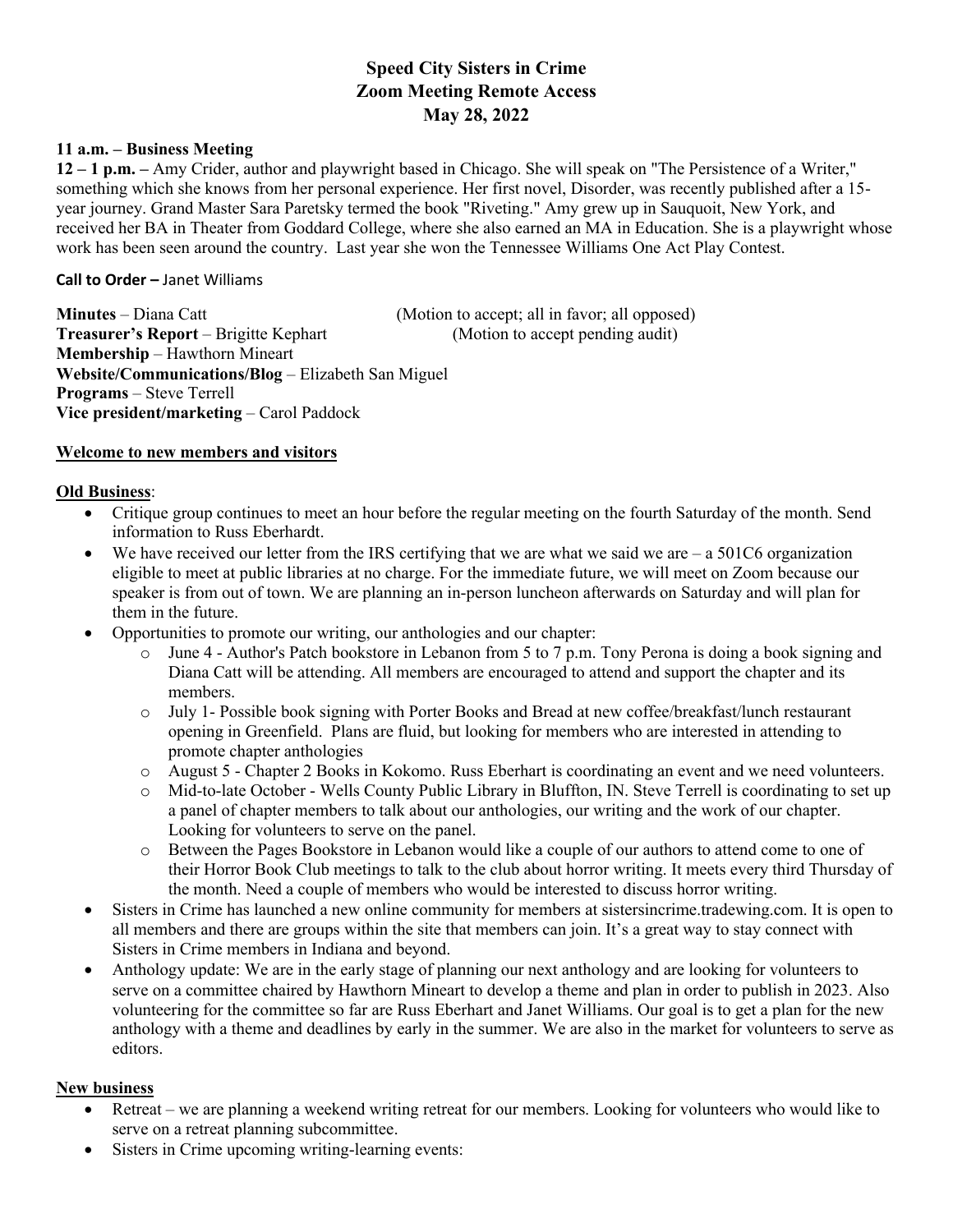# Speed City Sisters in Crime
## Zoom Meeting Remote Access
## May 28, 2022

**11 a.m. – Business Meeting**

**12 – 1 p.m. –** Amy Crider, author and playwright based in Chicago. She will speak on "The Persistence of a Writer," something which she knows from her personal experience. Her first novel, Disorder, was recently published after a 15-year journey. Grand Master Sara Paretsky termed the book "Riveting." Amy grew up in Sauquoit, New York, and received her BA in Theater from Goddard College, where she also earned an MA in Education. She is a playwright whose work has been seen around the country. Last year she won the Tennessee Williams One Act Play Contest.

**Call to Order –** Janet Williams

**Minutes** – Diana Catt (Motion to accept; all in favor; all opposed)
**Treasurer's Report** – Brigitte Kephart (Motion to accept pending audit)
**Membership** – Hawthorn Mineart
**Website/Communications/Blog** – Elizabeth San Miguel
**Programs** – Steve Terrell
**Vice president/marketing** – Carol Paddock

**Welcome to new members and visitors**

**Old Business**:

- Critique group continues to meet an hour before the regular meeting on the fourth Saturday of the month. Send information to Russ Eberhardt.
- We have received our letter from the IRS certifying that we are what we said we are – a 501C6 organization eligible to meet at public libraries at no charge. For the immediate future, we will meet on Zoom because our speaker is from out of town. We are planning an in-person luncheon afterwards on Saturday and will plan for them in the future.
- Opportunities to promote our writing, our anthologies and our chapter:
  - June 4 - Author's Patch bookstore in Lebanon from 5 to 7 p.m. Tony Perona is doing a book signing and Diana Catt will be attending. All members are encouraged to attend and support the chapter and its members.
  - July 1- Possible book signing with Porter Books and Bread at new coffee/breakfast/lunch restaurant opening in Greenfield. Plans are fluid, but looking for members who are interested in attending to promote chapter anthologies
  - August 5 - Chapter 2 Books in Kokomo. Russ Eberhart is coordinating an event and we need volunteers.
  - Mid-to-late October - Wells County Public Library in Bluffton, IN. Steve Terrell is coordinating to set up a panel of chapter members to talk about our anthologies, our writing and the work of our chapter. Looking for volunteers to serve on the panel.
  - Between the Pages Bookstore in Lebanon would like a couple of our authors to attend come to one of their Horror Book Club meetings to talk to the club about horror writing. It meets every third Thursday of the month. Need a couple of members who would be interested to discuss horror writing.
- Sisters in Crime has launched a new online community for members at sistersincrime.tradewing.com. It is open to all members and there are groups within the site that members can join. It's a great way to stay connect with Sisters in Crime members in Indiana and beyond.
- Anthology update: We are in the early stage of planning our next anthology and are looking for volunteers to serve on a committee chaired by Hawthorn Mineart to develop a theme and plan in order to publish in 2023. Also volunteering for the committee so far are Russ Eberhart and Janet Williams. Our goal is to get a plan for the new anthology with a theme and deadlines by early in the summer. We are also in the market for volunteers to serve as editors.

**New business**

- Retreat – we are planning a weekend writing retreat for our members. Looking for volunteers who would like to serve on a retreat planning subcommittee.
- Sisters in Crime upcoming writing-learning events: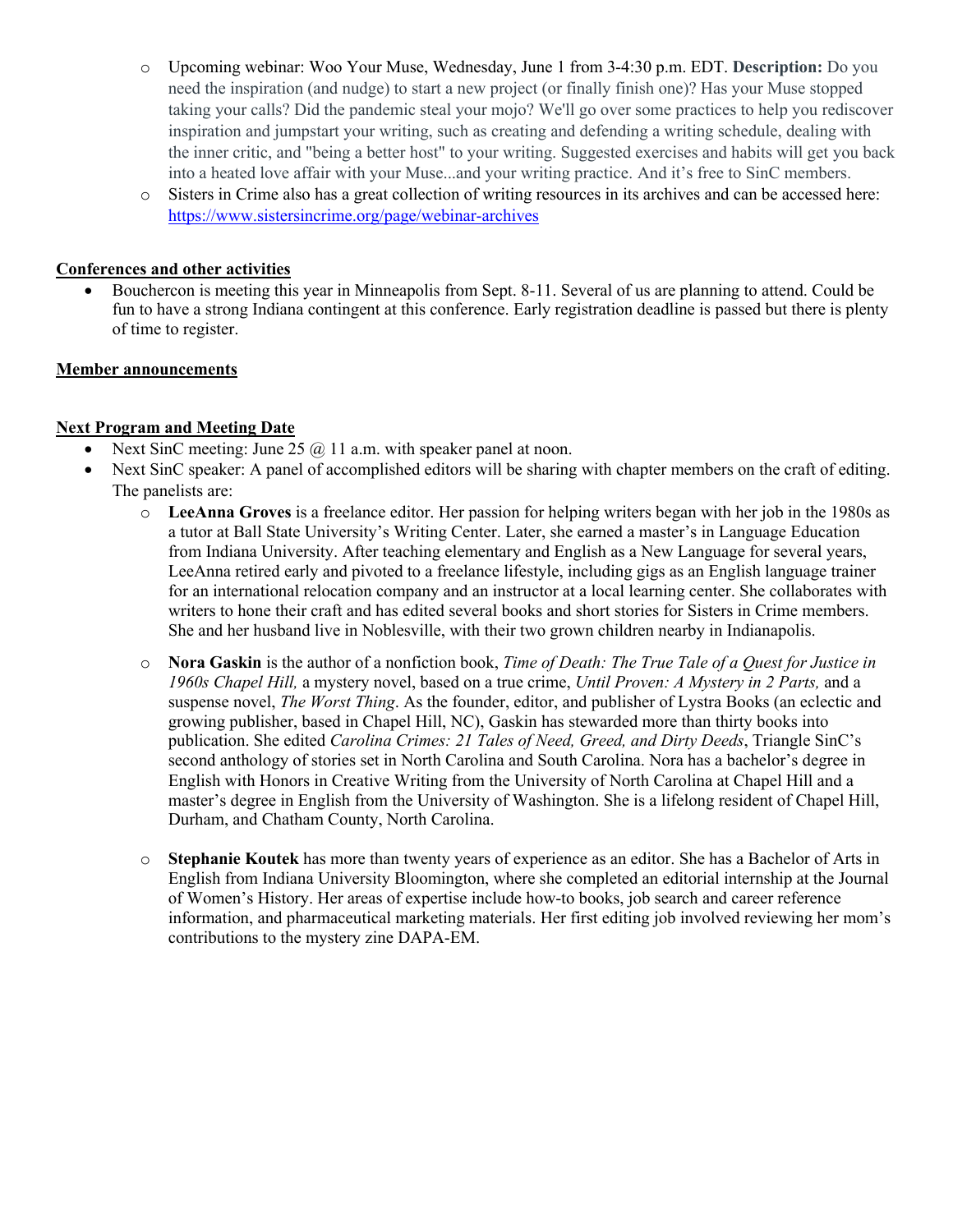- Upcoming webinar: Woo Your Muse, Wednesday, June 1 from 3-4:30 p.m. EDT. **Description:** Do you need the inspiration (and nudge) to start a new project (or finally finish one)? Has your Muse stopped taking your calls? Did the pandemic steal your mojo? We'll go over some practices to help you rediscover inspiration and jumpstart your writing, such as creating and defending a writing schedule, dealing with the inner critic, and "being a better host" to your writing. Suggested exercises and habits will get you back into a heated love affair with your Muse...and your writing practice. And it's free to SinC members.
  - Sisters in Crime also has a great collection of writing resources in its archives and can be accessed here: https://www.sistersincrime.org/page/webinar-archives

**Conferences and other activities**

- Bouchercon is meeting this year in Minneapolis from Sept. 8-11. Several of us are planning to attend. Could be fun to have a strong Indiana contingent at this conference. Early registration deadline is passed but there is plenty of time to register.

**Member announcements**

**Next Program and Meeting Date**

- Next SinC meeting: June 25 @ 11 a.m. with speaker panel at noon.
- Next SinC speaker: A panel of accomplished editors will be sharing with chapter members on the craft of editing. The panelists are:
  - **LeeAnna Groves** is a freelance editor. Her passion for helping writers began with her job in the 1980s as a tutor at Ball State University's Writing Center. Later, she earned a master's in Language Education from Indiana University. After teaching elementary and English as a New Language for several years, LeeAnna retired early and pivoted to a freelance lifestyle, including gigs as an English language trainer for an international relocation company and an instructor at a local learning center. She collaborates with writers to hone their craft and has edited several books and short stories for Sisters in Crime members. She and her husband live in Noblesville, with their two grown children nearby in Indianapolis.
  - **Nora Gaskin** is the author of a nonfiction book, *Time of Death: The True Tale of a Quest for Justice in 1960s Chapel Hill,* a mystery novel, based on a true crime, *Until Proven: A Mystery in 2 Parts,* and a suspense novel, *The Worst Thing*. As the founder, editor, and publisher of Lystra Books (an eclectic and growing publisher, based in Chapel Hill, NC), Gaskin has stewarded more than thirty books into publication. She edited *Carolina Crimes: 21 Tales of Need, Greed, and Dirty Deeds*, Triangle SinC's second anthology of stories set in North Carolina and South Carolina. Nora has a bachelor's degree in English with Honors in Creative Writing from the University of North Carolina at Chapel Hill and a master's degree in English from the University of Washington. She is a lifelong resident of Chapel Hill, Durham, and Chatham County, North Carolina.
  - **Stephanie Koutek** has more than twenty years of experience as an editor. She has a Bachelor of Arts in English from Indiana University Bloomington, where she completed an editorial internship at the Journal of Women's History. Her areas of expertise include how-to books, job search and career reference information, and pharmaceutical marketing materials. Her first editing job involved reviewing her mom's contributions to the mystery zine DAPA-EM.